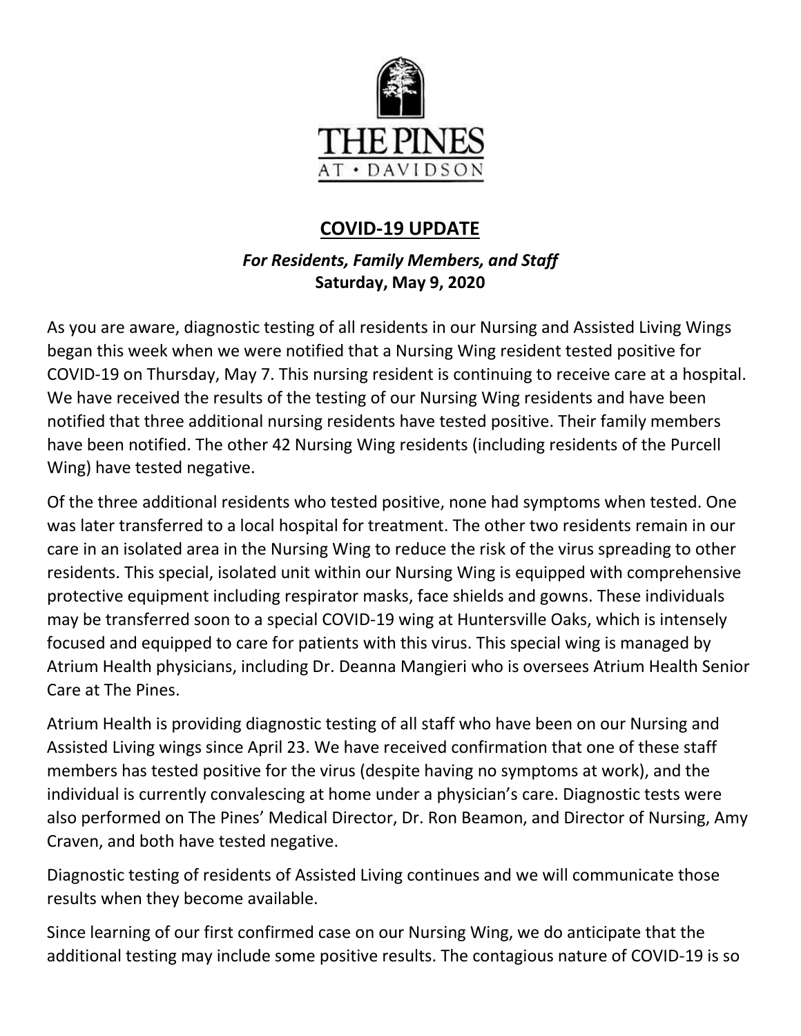THE PINES
AT • DAVIDSON

## COVID-19 UPDATE

***For Residents, Family Members, and Staff***
**Saturday, May 9, 2020**

As you are aware, diagnostic testing of all residents in our Nursing and Assisted Living Wings began this week when we were notified that a Nursing Wing resident tested positive for COVID-19 on Thursday, May 7. This nursing resident is continuing to receive care at a hospital. We have received the results of the testing of our Nursing Wing residents and have been notified that three additional nursing residents have tested positive. Their family members have been notified. The other 42 Nursing Wing residents (including residents of the Purcell Wing) have tested negative.

Of the three additional residents who tested positive, none had symptoms when tested. One was later transferred to a local hospital for treatment. The other two residents remain in our care in an isolated area in the Nursing Wing to reduce the risk of the virus spreading to other residents. This special, isolated unit within our Nursing Wing is equipped with comprehensive protective equipment including respirator masks, face shields and gowns. These individuals may be transferred soon to a special COVID-19 wing at Huntersville Oaks, which is intensely focused and equipped to care for patients with this virus. This special wing is managed by Atrium Health physicians, including Dr. Deanna Mangieri who is oversees Atrium Health Senior Care at The Pines.

Atrium Health is providing diagnostic testing of all staff who have been on our Nursing and Assisted Living wings since April 23. We have received confirmation that one of these staff members has tested positive for the virus (despite having no symptoms at work), and the individual is currently convalescing at home under a physician's care. Diagnostic tests were also performed on The Pines' Medical Director, Dr. Ron Beamon, and Director of Nursing, Amy Craven, and both have tested negative.

Diagnostic testing of residents of Assisted Living continues and we will communicate those results when they become available.

Since learning of our first confirmed case on our Nursing Wing, we do anticipate that the additional testing may include some positive results. The contagious nature of COVID-19 is so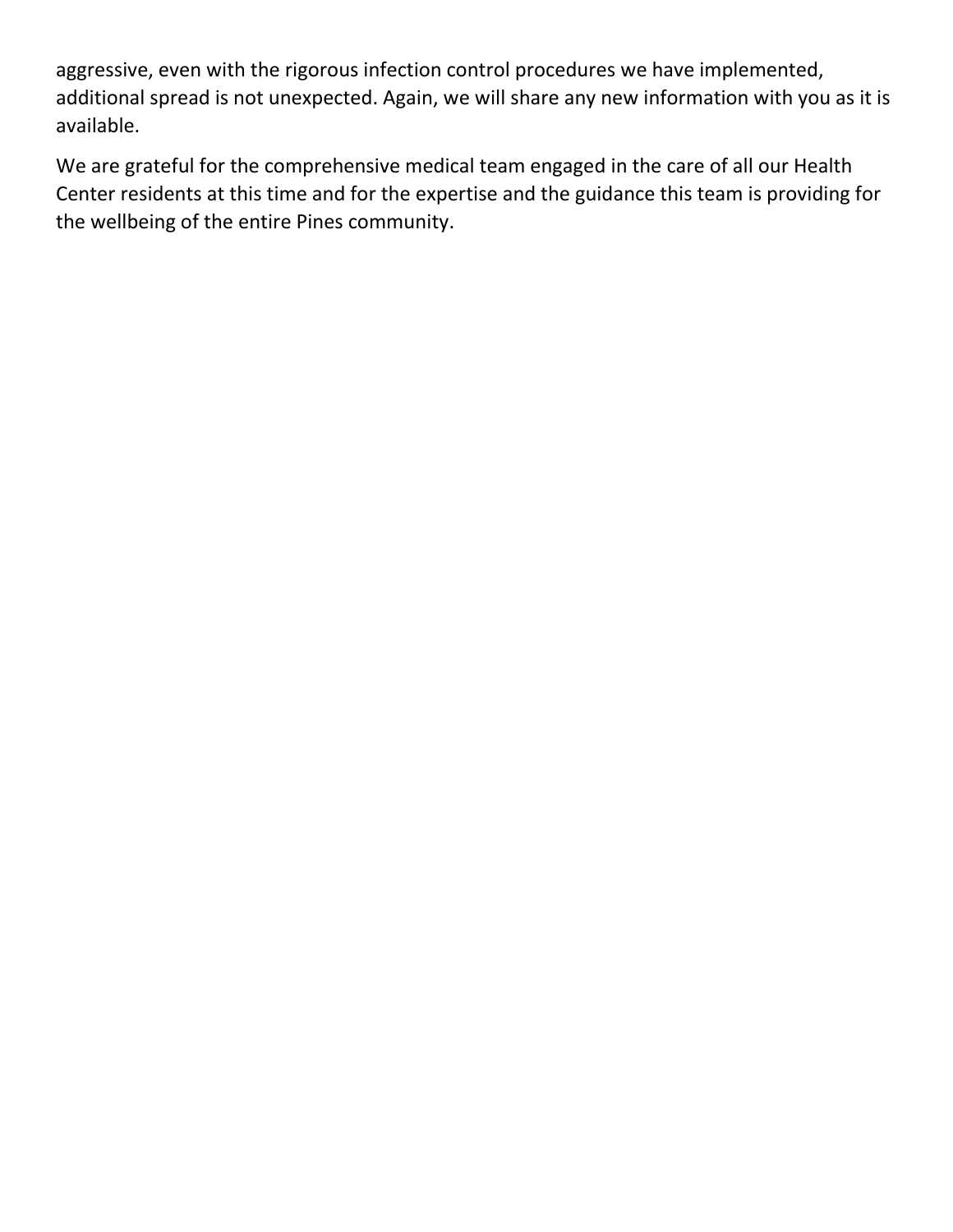aggressive, even with the rigorous infection control procedures we have implemented, additional spread is not unexpected. Again, we will share any new information with you as it is available.

We are grateful for the comprehensive medical team engaged in the care of all our Health Center residents at this time and for the expertise and the guidance this team is providing for the wellbeing of the entire Pines community.